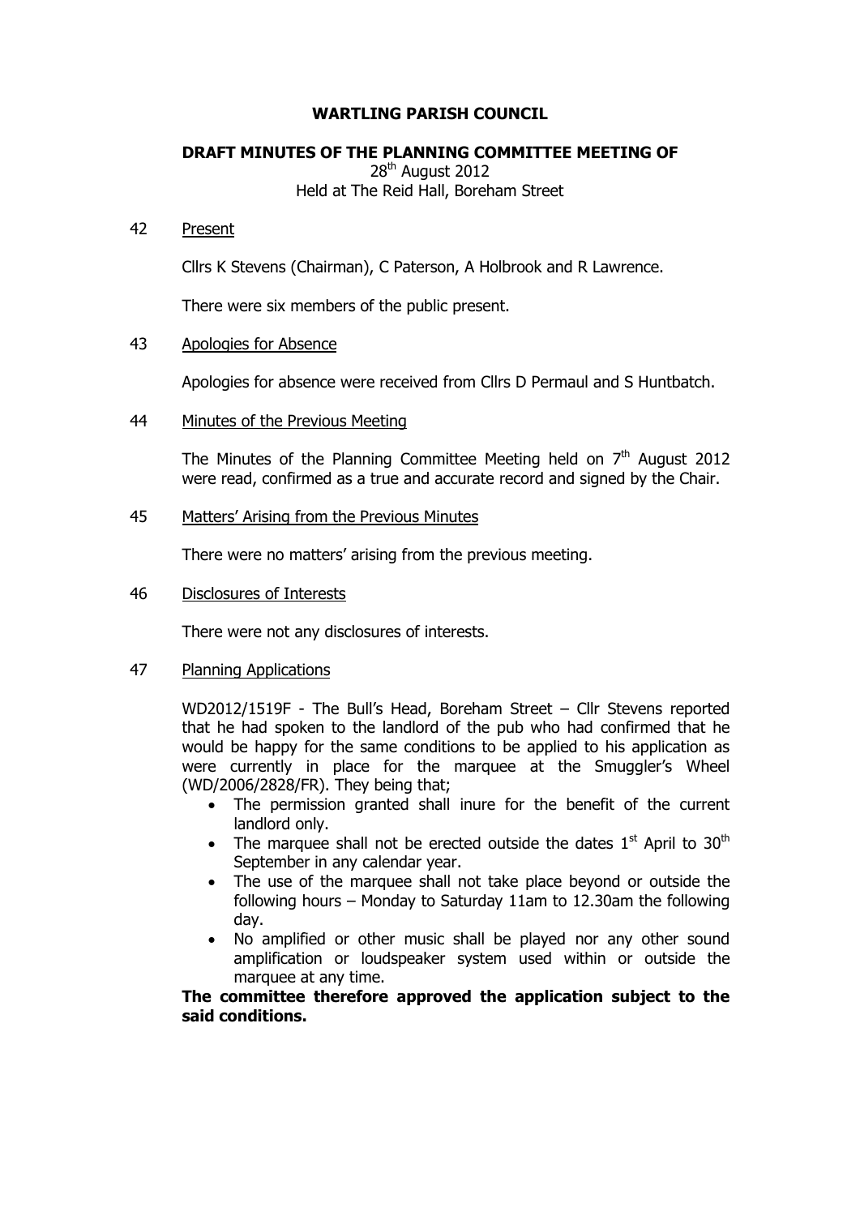# WARTLING PARISH COUNCIL

## DRAFT MINUTES OF THE PLANNING COMMITTEE MEETING OF

28th August 2012
Held at The Reid Hall, Boreham Street

42 Present

Cllrs K Stevens (Chairman), C Paterson, A Holbrook and R Lawrence.

There were six members of the public present.

43 Apologies for Absence

Apologies for absence were received from Cllrs D Permaul and S Huntbatch.

44 Minutes of the Previous Meeting

The Minutes of the Planning Committee Meeting held on 7th August 2012 were read, confirmed as a true and accurate record and signed by the Chair.

45 Matters' Arising from the Previous Minutes

There were no matters' arising from the previous meeting.

46 Disclosures of Interests

There were not any disclosures of interests.

47 Planning Applications

WD2012/1519F - The Bull's Head, Boreham Street – Cllr Stevens reported that he had spoken to the landlord of the pub who had confirmed that he would be happy for the same conditions to be applied to his application as were currently in place for the marquee at the Smuggler's Wheel (WD/2006/2828/FR). They being that;

- The permission granted shall inure for the benefit of the current landlord only.
- The marquee shall not be erected outside the dates 1st April to 30th September in any calendar year.
- The use of the marquee shall not take place beyond or outside the following hours – Monday to Saturday 11am to 12.30am the following day.
- No amplified or other music shall be played nor any other sound amplification or loudspeaker system used within or outside the marquee at any time.

**The committee therefore approved the application subject to the said conditions.**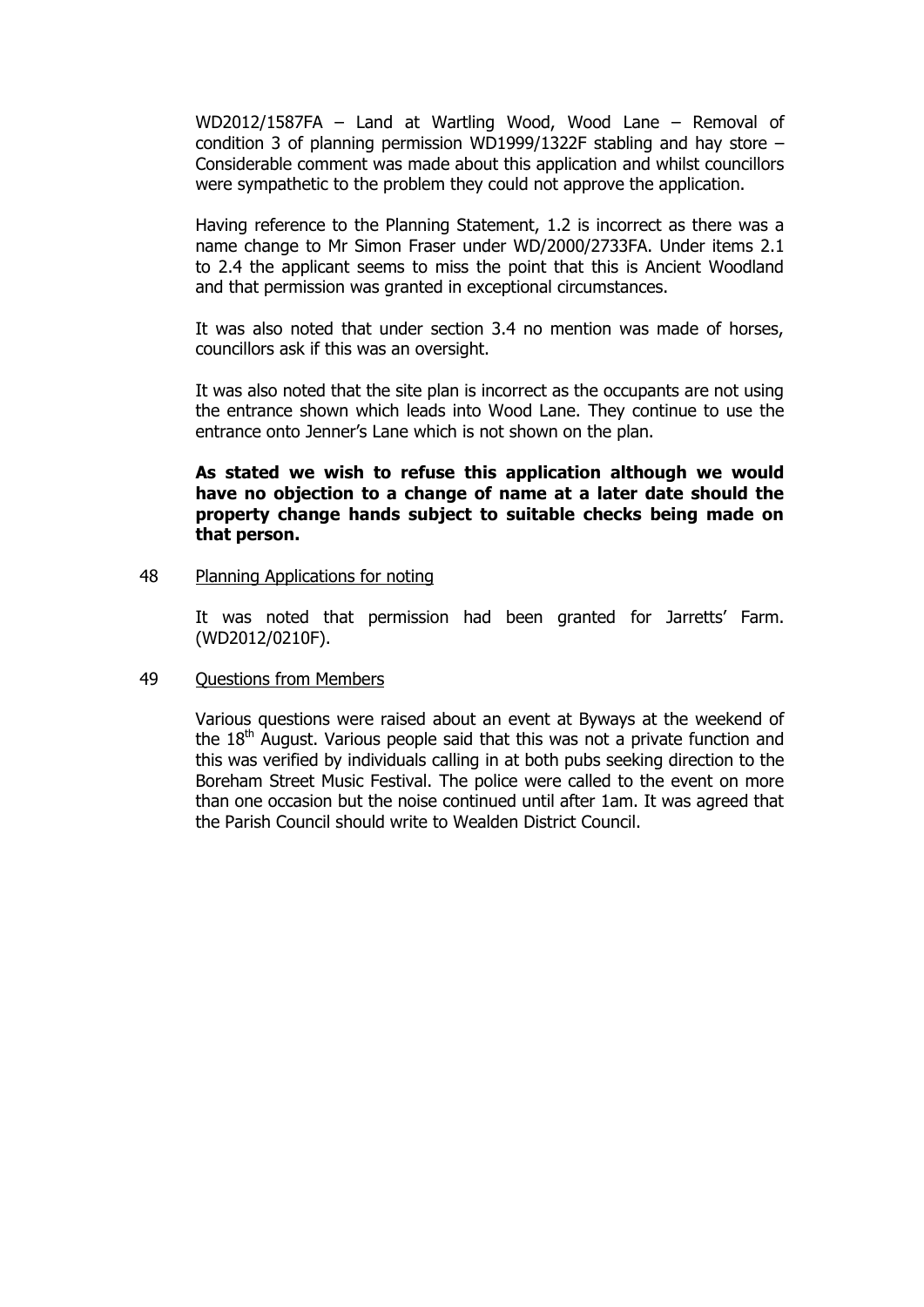WD2012/1587FA – Land at Wartling Wood, Wood Lane – Removal of condition 3 of planning permission WD1999/1322F stabling and hay store – Considerable comment was made about this application and whilst councillors were sympathetic to the problem they could not approve the application.

Having reference to the Planning Statement, 1.2 is incorrect as there was a name change to Mr Simon Fraser under WD/2000/2733FA. Under items 2.1 to 2.4 the applicant seems to miss the point that this is Ancient Woodland and that permission was granted in exceptional circumstances.

It was also noted that under section 3.4 no mention was made of horses, councillors ask if this was an oversight.

It was also noted that the site plan is incorrect as the occupants are not using the entrance shown which leads into Wood Lane. They continue to use the entrance onto Jenner's Lane which is not shown on the plan.

**As stated we wish to refuse this application although we would have no objection to a change of name at a later date should the property change hands subject to suitable checks being made on that person.**

48 Planning Applications for noting

It was noted that permission had been granted for Jarretts' Farm. (WD2012/0210F).

49 Questions from Members

Various questions were raised about an event at Byways at the weekend of the 18th August. Various people said that this was not a private function and this was verified by individuals calling in at both pubs seeking direction to the Boreham Street Music Festival. The police were called to the event on more than one occasion but the noise continued until after 1am. It was agreed that the Parish Council should write to Wealden District Council.